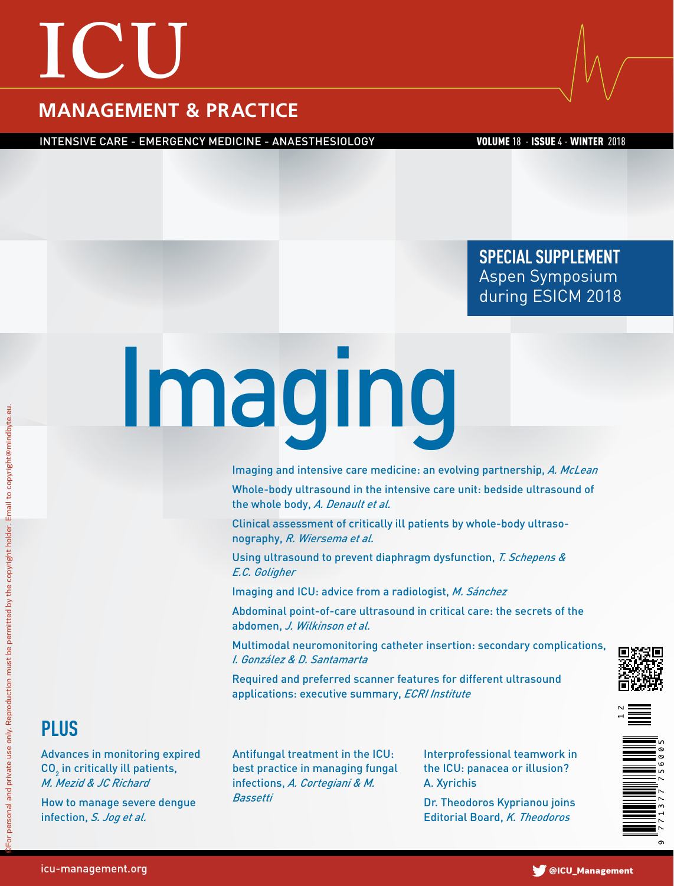# ICU

## MANAGEMENT & PRACTICE

INTENSIVE CARE - EMERGENCY MEDICINE - ANAESTHESIOLOGY

**VOLUME** 18 - **ISSUE** 4 - **WINTER** 2018

**SPECIAL SUPPLEMENT**
Aspen Symposium during ESICM 2018

# Imaging

Imaging and intensive care medicine: an evolving partnership, *A. McLean*

Whole-body ultrasound in the intensive care unit: bedside ultrasound of the whole body, *A. Denault et al.*

Clinical assessment of critically ill patients by whole-body ultrasonography, *R. Wiersema et al.*

Using ultrasound to prevent diaphragm dysfunction, *T. Schepens & E.C. Goligher*

Imaging and ICU: advice from a radiologist, *M. Sánchez*

Abdominal point-of-care ultrasound in critical care: the secrets of the abdomen, *J. Wilkinson et al.*

Multimodal neuromonitoring catheter insertion: secondary complications, *I. González & D. Santamarta*

Required and preferred scanner features for different ultrasound applications: executive summary, *ECRI Institute*

## PLUS

Advances in monitoring expired $CO_2$ in critically ill patients, *M. Mezid & JC Richard*

How to manage severe dengue infection, *S. Jog et al.*

Antifungal treatment in the ICU: best practice in managing fungal infections, *A. Cortegiani & M. Bassetti*

Interprofessional teamwork in the ICU: panacea or illusion? A. Xyrichis

Dr. Theodoros Kyprianou joins Editorial Board, *K. Theodoros*

©For personal and private use only. Reproduction must be permitted by the copyright holder. Email to copyright@mindbyte.eu.

icu-management.org

@ICU_Management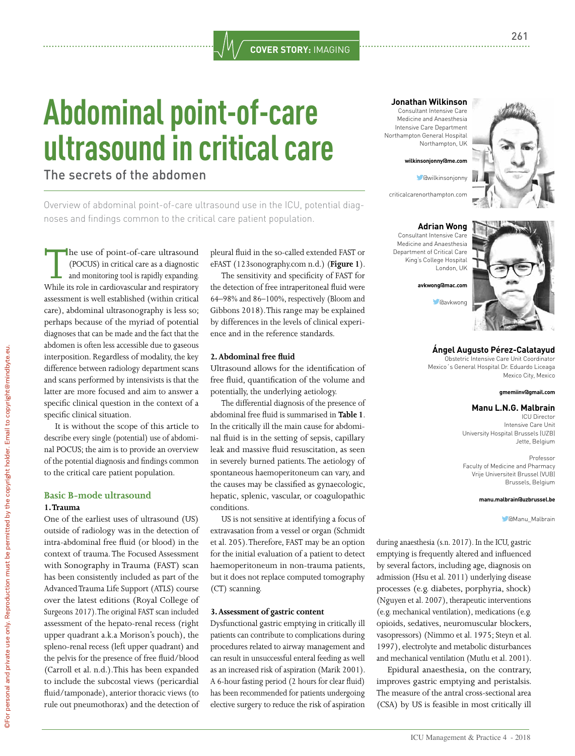# Abdominal point-of-care ultrasound in critical care

The secrets of the abdomen

Overview of abdominal point-of-care ultrasound use in the ICU, potential diagnoses and findings common to the critical care patient population.

**Jonathan Wilkinson**
Consultant Intensive Care Medicine and Anaesthesia
Intensive Care Department
Northampton General Hospital
Northampton, UK

**wilkinsonjonny@me.com**

@wilkinsonjonny

criticalcarenorthampton.com

**Adrian Wong**
Consultant Intensive Care Medicine and Anaesthesia
Department of Critical Care
King's College Hospital
London, UK

**avkwong@mac.com**

@avkwong

**Ángel Augusto Pérez-Calatayud**
Obstetric Intensive Care Unit Coordinator
Mexico´s General Hospital Dr. Eduardo Liceaga
Mexico City, Mexico

**gmemiinv@gmail.com**

**Manu L.N.G. Malbrain**
ICU Director
Intensive Care Unit
University Hospital Brussels (UZB)
Jette, Belgium

Professor
Faculty of Medicine and Pharmacy
Vrije Universiteit Brussel (VUB)
Brussels, Belgium

**manu.malbrain@uzbrussel.be**

@Manu_Malbrain

The use of point-of-care ultrasound (POCUS) in critical care as a diagnostic and monitoring tool is rapidly expanding. While its role in cardiovascular and respiratory assessment is well established (within critical care), abdominal ultrasonography is less so; perhaps because of the myriad of potential diagnoses that can be made and the fact that the abdomen is often less accessible due to gaseous interposition. Regardless of modality, the key difference between radiology department scans and scans performed by intensivists is that the latter are more focused and aim to answer a specific clinical question in the context of a specific clinical situation.

It is without the scope of this article to describe every single (potential) use of abdominal POCUS; the aim is to provide an overview of the potential diagnosis and findings common to the critical care patient population.

## Basic B-mode ultrasound

### 1. Trauma

One of the earliest uses of ultrasound (US) outside of radiology was in the detection of intra-abdominal free fluid (or blood) in the context of trauma. The Focused Assessment with Sonography in Trauma (FAST) scan has been consistently included as part of the Advanced Trauma Life Support (ATLS) course over the latest editions (Royal College of Surgeons 2017). The original FAST scan included assessment of the hepato-renal recess (right upper quadrant a.k.a Morison's pouch), the spleno-renal recess (left upper quadrant) and the pelvis for the presence of free fluid/blood (Carroll et al. n.d.). This has been expanded to include the subcostal views (pericardial fluid/tamponade), anterior thoracic views (to rule out pneumothorax) and the detection of pleural fluid in the so-called extended FAST or eFAST (123sonography.com n.d.) (**Figure 1**).

The sensitivity and specificity of FAST for the detection of free intraperitoneal fluid were 64–98% and 86–100%, respectively (Bloom and Gibbons 2018). This range may be explained by differences in the levels of clinical experience and in the reference standards.

### 2. Abdominal free fluid

Ultrasound allows for the identification of free fluid, quantification of the volume and potentially, the underlying aetiology.

The differential diagnosis of the presence of abdominal free fluid is summarised in **Table 1**. In the critically ill the main cause for abdominal fluid is in the setting of sepsis, capillary leak and massive fluid resuscitation, as seen in severely burned patients. The aetiology of spontaneous haemoperitoneum can vary, and the causes may be classified as gynaecologic, hepatic, splenic, vascular, or coagulopathic conditions.

US is not sensitive at identifying a focus of extravasation from a vessel or organ (Schmidt et al. 205). Therefore, FAST may be an option for the initial evaluation of a patient to detect haemoperitoneum in non-trauma patients, but it does not replace computed tomography (CT) scanning.

### 3. Assessment of gastric content

Dysfunctional gastric emptying in critically ill patients can contribute to complications during procedures related to airway management and can result in unsuccessful enteral feeding as well as an increased risk of aspiration (Marik 2001). A 6-hour fasting period (2 hours for clear fluid) has been recommended for patients undergoing elective surgery to reduce the risk of aspiration during anaesthesia (s.n. 2017). In the ICU, gastric emptying is frequently altered and influenced by several factors, including age, diagnosis on admission (Hsu et al. 2011) underlying disease processes (e.g. diabetes, porphyria, shock) (Nguyen et al. 2007), therapeutic interventions (e.g. mechanical ventilation), medications (e.g. opioids, sedatives, neuromuscular blockers, vasopressors) (Nimmo et al. 1975; Steyn et al. 1997), electrolyte and metabolic disturbances and mechanical ventilation (Mutlu et al. 2001).

Epidural anaesthesia, on the contrary, improves gastric emptying and peristalsis. The measure of the antral cross-sectional area (CSA) by US is feasible in most critically ill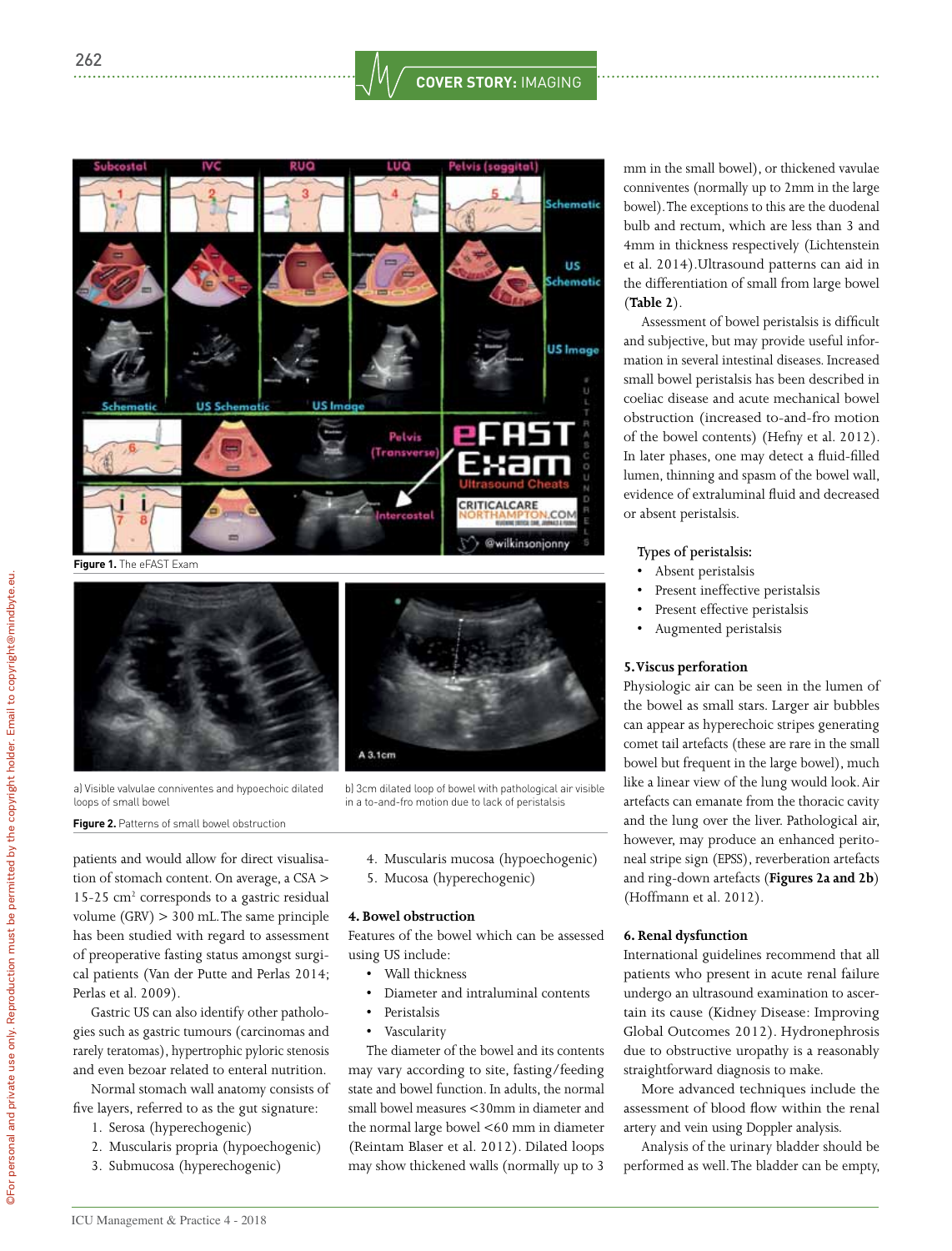Figure 1. The eFAST Exam

a) Visible valvulae conniventes and hypoechoic dilated loops of small bowel

b) 3cm dilated loop of bowel with pathological air visible in a to-and-fro motion due to lack of peristalsis

Figure 2. Patterns of small bowel obstruction

patients and would allow for direct visualisation of stomach content. On average, a CSA > 15-25 cm$^2$ corresponds to a gastric residual volume (GRV) > 300 mL. The same principle has been studied with regard to assessment of preoperative fasting status amongst surgical patients (Van der Putte and Perlas 2014; Perlas et al. 2009).

Gastric US can also identify other pathologies such as gastric tumours (carcinomas and rarely teratomas), hypertrophic pyloric stenosis and even bezoar related to enteral nutrition.

Normal stomach wall anatomy consists of five layers, referred to as the gut signature:

1. Serosa (hyperechogenic)
2. Muscularis propria (hypoechogenic)
3. Submucosa (hyperechogenic)
4. Muscularis mucosa (hypoechogenic)
5. Mucosa (hyperechogenic)

**4. Bowel obstruction**

Features of the bowel which can be assessed using US include:

- Wall thickness
- Diameter and intraluminal contents
- Peristalsis
- Vascularity

The diameter of the bowel and its contents may vary according to site, fasting/feeding state and bowel function. In adults, the normal small bowel measures <30mm in diameter and the normal large bowel <60 mm in diameter (Reintam Blaser et al. 2012). Dilated loops may show thickened walls (normally up to 3 mm in the small bowel), or thickened vavulae conniventes (normally up to 2mm in the large bowel). The exceptions to this are the duodenal bulb and rectum, which are less than 3 and 4mm in thickness respectively (Lichtenstein et al. 2014). Ultrasound patterns can aid in the differentiation of small from large bowel (**Table 2**).

Assessment of bowel peristalsis is difficult and subjective, but may provide useful information in several intestinal diseases. Increased small bowel peristalsis has been described in coeliac disease and acute mechanical bowel obstruction (increased to-and-fro motion of the bowel contents) (Hefny et al. 2012). In later phases, one may detect a fluid-filled lumen, thinning and spasm of the bowel wall, evidence of extraluminal fluid and decreased or absent peristalsis.

Types of peristalsis:

- Absent peristalsis
- Present ineffective peristalsis
- Present effective peristalsis
- Augmented peristalsis

**5. Viscus perforation**

Physiologic air can be seen in the lumen of the bowel as small stars. Larger air bubbles can appear as hyperechoic stripes generating comet tail artefacts (these are rare in the small bowel but frequent in the large bowel), much like a linear view of the lung would look. Air artefacts can emanate from the thoracic cavity and the lung over the liver. Pathological air, however, may produce an enhanced peritoneal stripe sign (EPSS), reverberation artefacts and ring-down artefacts (**Figures 2a and 2b**) (Hoffmann et al. 2012).

**6. Renal dysfunction**

International guidelines recommend that all patients who present in acute renal failure undergo an ultrasound examination to ascertain its cause (Kidney Disease: Improving Global Outcomes 2012). Hydronephrosis due to obstructive uropathy is a reasonably straightforward diagnosis to make.

More advanced techniques include the assessment of blood flow within the renal artery and vein using Doppler analysis.

Analysis of the urinary bladder should be performed as well. The bladder can be empty,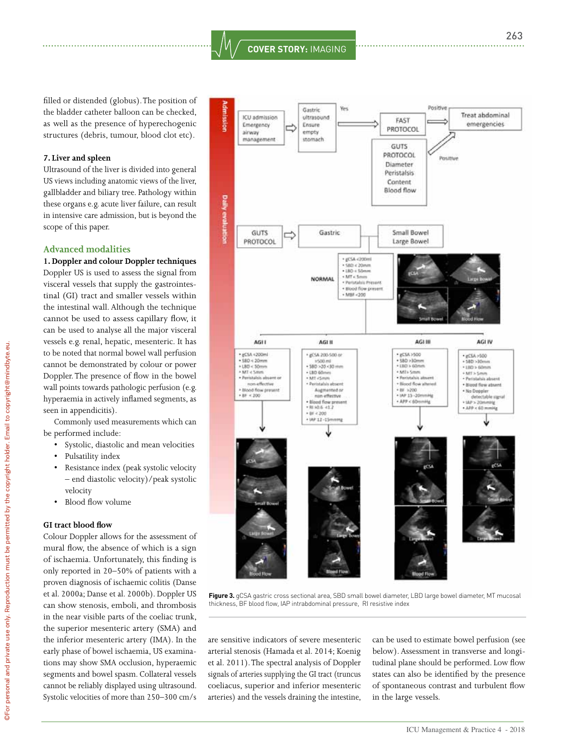filled or distended (globus). The position of the bladder catheter balloon can be checked, as well as the presence of hyperechogenic structures (debris, tumour, blood clot etc).

**7. Liver and spleen**

Ultrasound of the liver is divided into general US views including anatomic views of the liver, gallbladder and biliary tree. Pathology within these organs e.g. acute liver failure, can result in intensive care admission, but is beyond the scope of this paper.

## Advanced modalities

**1. Doppler and colour Doppler techniques**

Doppler US is used to assess the signal from visceral vessels that supply the gastrointestinal (GI) tract and smaller vessels within the intestinal wall. Although the technique cannot be used to assess capillary flow, it can be used to analyse all the major visceral vessels e.g. renal, hepatic, mesenteric. It has to be noted that normal bowel wall perfusion cannot be demonstrated by colour or power Doppler. The presence of flow in the bowel wall points towards pathologic perfusion (e.g. hyperaemia in actively inflamed segments, as seen in appendicitis).

Commonly used measurements which can be performed include:

- Systolic, diastolic and mean velocities
- Pulsatility index
- Resistance index (peak systolic velocity – end diastolic velocity)/peak systolic velocity
- Blood flow volume

**GI tract blood flow**

Colour Doppler allows for the assessment of mural flow, the absence of which is a sign of ischaemia. Unfortunately, this finding is only reported in 20–50% of patients with a proven diagnosis of ischaemic colitis (Danse et al. 2000a; Danse et al. 2000b). Doppler US can show stenosis, emboli, and thrombosis in the near visible parts of the coeliac trunk, the superior mesenteric artery (SMA) and the inferior mesenteric artery (IMA). In the early phase of bowel ischaemia, US examinations may show SMA occlusion, hyperaemic segments and bowel spasm. Collateral vessels cannot be reliably displayed using ultrasound. Systolic velocities of more than 250–300 cm/s are sensitive indicators of severe mesenteric arterial stenosis (Hamada et al. 2014; Koenig et al. 2011). The spectral analysis of Doppler signals of arteries supplying the GI tract (truncus coeliacus, superior and inferior mesenteric arteries) and the vessels draining the intestine, can be used to estimate bowel perfusion (see below). Assessment in transverse and longitudinal plane should be performed. Low flow states can also be identified by the presence of spontaneous contrast and turbulent flow in the large vessels.

Admission
Daily evaluation
ICU admission Emergency airway management
Gastric ultrasound Ensure empty stomach
Yes
FAST PROTOCOL
Positive
Treat abdominal emergencies
GUTS PROTOCOL Diameter Peristalsis Content Blood flow
Positive
GUTS PROTOCOL
Gastric
Small Bowel Large Bowel
NORMAL
• gCSA <200ml • SBD < 20mm • LBD < 50mm • MT < 5mm • Peristalsis Present • Blood flow present • MBF <200
AGI I
• gCSA <200ml • SBD < 20mm • LBD < 50mm • MT < 5mm • Peristalsis absent or non-effective • Blood flow present • BF < 200
AGI II
• gCSA 200-500 or >500 ml • SBD >20 <30 mm • LBD 60mm • MT <5mm • Peristalsis absent Augmented or non-effective • Blood flow present • RI ≥0.6 <1.2 • BF < 200 • IAP 12 -15mmHg
AGI III
• gCSA >500 • SBD >30mm • LBD > 60mm • MT> 5mm • Peristalsis absent • Blood flow altered • BF >200 • IAP 15 -20mmHg • APP < 60mmHg
AGI IV
• gCSA >500 • SBD >30mm • LBD > 60mm • MT > 5mm • Peristalsis absent • Blood flow absent • No Doppler detectable signal • IAP > 20mmHg • APP < 60 mmHg

**Figure 3.** gCSA gastric cross sectional area, SBD small bowel diameter, LBD large bowel diameter, MT mucosal thickness, BF blood flow, IAP intrabdominal pressure, RI resistive index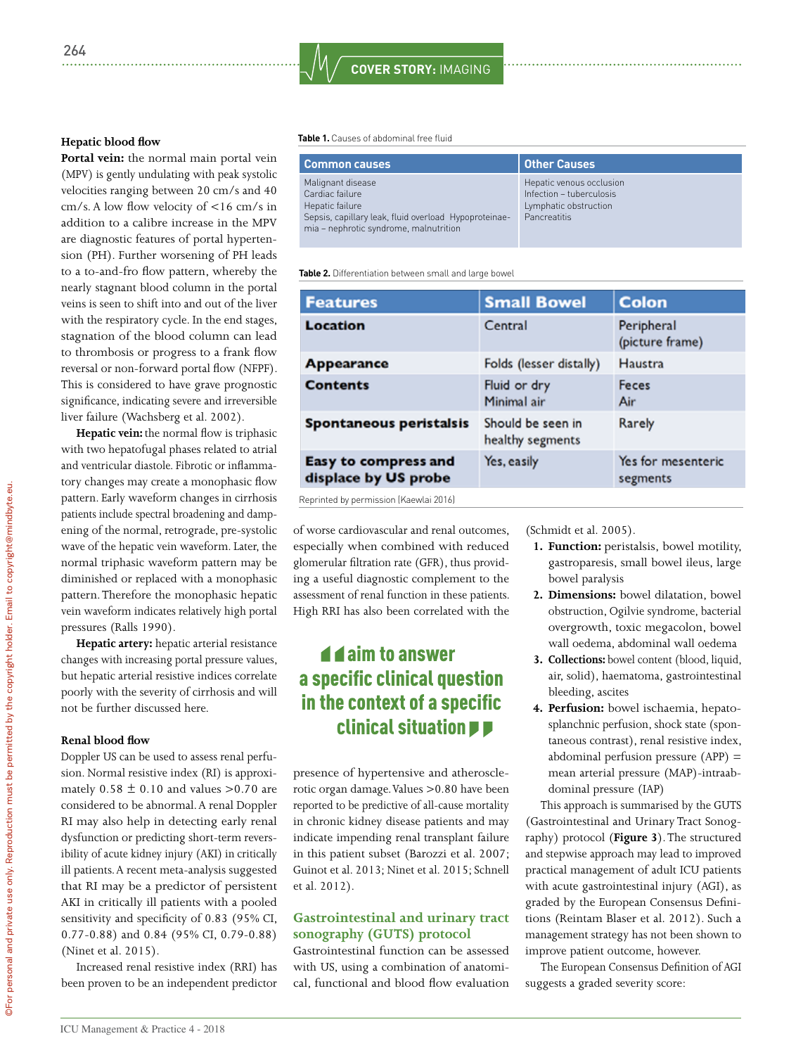**Hepatic blood flow**

**Portal vein:** the normal main portal vein (MPV) is gently undulating with peak systolic velocities ranging between 20 cm/s and 40 cm/s. A low flow velocity of <16 cm/s in addition to a calibre increase in the MPV are diagnostic features of portal hypertension (PH). Further worsening of PH leads to a to-and-fro flow pattern, whereby the nearly stagnant blood column in the portal veins is seen to shift into and out of the liver with the respiratory cycle. In the end stages, stagnation of the blood column can lead to thrombosis or progress to a frank flow reversal or non-forward portal flow (NFPF). This is considered to have grave prognostic significance, indicating severe and irreversible liver failure (Wachsberg et al. 2002).

**Hepatic vein:** the normal flow is triphasic with two hepatofugal phases related to atrial and ventricular diastole. Fibrotic or inflammatory changes may create a monophasic flow pattern. Early waveform changes in cirrhosis patients include spectral broadening and dampening of the normal, retrograde, pre-systolic wave of the hepatic vein waveform. Later, the normal triphasic waveform pattern may be diminished or replaced with a monophasic pattern. Therefore the monophasic hepatic vein waveform indicates relatively high portal pressures (Ralls 1990).

**Hepatic artery:** hepatic arterial resistance changes with increasing portal pressure values, but hepatic arterial resistive indices correlate poorly with the severity of cirrhosis and will not be further discussed here.

**Renal blood flow**

Doppler US can be used to assess renal perfusion. Normal resistive index (RI) is approximately 0.58 ± 0.10 and values >0.70 are considered to be abnormal. A renal Doppler RI may also help in detecting early renal dysfunction or predicting short-term reversibility of acute kidney injury (AKI) in critically ill patients. A recent meta-analysis suggested that RI may be a predictor of persistent AKI in critically ill patients with a pooled sensitivity and specificity of 0.83 (95% CI, 0.77-0.88) and 0.84 (95% CI, 0.79-0.88) (Ninet et al. 2015).

Increased renal resistive index (RRI) has been proven to be an independent predictor of worse cardiovascular and renal outcomes, especially when combined with reduced glomerular filtration rate (GFR), thus providing a useful diagnostic complement to the assessment of renal function in these patients. High RRI has also been correlated with the presence of hypertension and atherosclerotic organ damage. Values >0.80 have been reported to be predictive of all-cause mortality in chronic kidney disease patients and may indicate impending renal transplant failure in this patient subset (Barozzi et al. 2007; Guinot et al. 2013; Ninet et al. 2015; Schnell et al. 2012).

**Table 1.** Causes of abdominal free fluid

| Common causes | Other Causes |
|---|---|
| Malignant disease<br>Cardiac failure<br>Hepatic failure<br>Sepsis, capillary leak, fluid overload Hypoproteinaemia – nephrotic syndrome, malnutrition | Hepatic venous occlusion<br>Infection – tuberculosis<br>Lymphatic obstruction<br>Pancreatitis |

**Table 2.** Differentiation between small and large bowel

| Features | Small Bowel | Colon |
|---|---|---|
| Location | Central | Peripheral (picture frame) |
| Appearance | Folds (lesser distally) | Haustra |
| Contents | Fluid or dry<br>Minimal air | Feces<br>Air |
| Spontaneous peristalsis | Should be seen in healthy segments | Rarely |
| Easy to compress and displace by US probe | Yes, easily | Yes for mesenteric segments |

Reprinted by permission (Kaewlai 2016)

> aim to answer a specific clinical question in the context of a specific clinical situation

## Gastrointestinal and urinary tract sonography (GUTS) protocol

Gastrointestinal function can be assessed with US, using a combination of anatomical, functional and blood flow evaluation (Schmidt et al. 2005).

1. **Function:** peristalsis, bowel motility, gastroparesis, small bowel ileus, large bowel paralysis
2. **Dimensions:** bowel dilatation, bowel obstruction, Ogilvie syndrome, bacterial overgrowth, toxic megacolon, bowel wall oedema, abdominal wall oedema
3. **Collections:** bowel content (blood, liquid, air, solid), haematoma, gastrointestinal bleeding, ascites
4. **Perfusion:** bowel ischaemia, hepatosplanchnic perfusion, shock state (spontaneous contrast), renal resistive index, abdominal perfusion pressure (APP) = mean arterial pressure (MAP)-intraabdominal pressure (IAP)

This approach is summarised by the GUTS (Gastrointestinal and Urinary Tract Sonography) protocol (**Figure 3**). The structured and stepwise approach may lead to improved practical management of adult ICU patients with acute gastrointestinal injury (AGI), as graded by the European Consensus Definitions (Reintam Blaser et al. 2012). Such a management strategy has not been shown to improve patient outcome, however.

The European Consensus Definition of AGI suggests a graded severity score: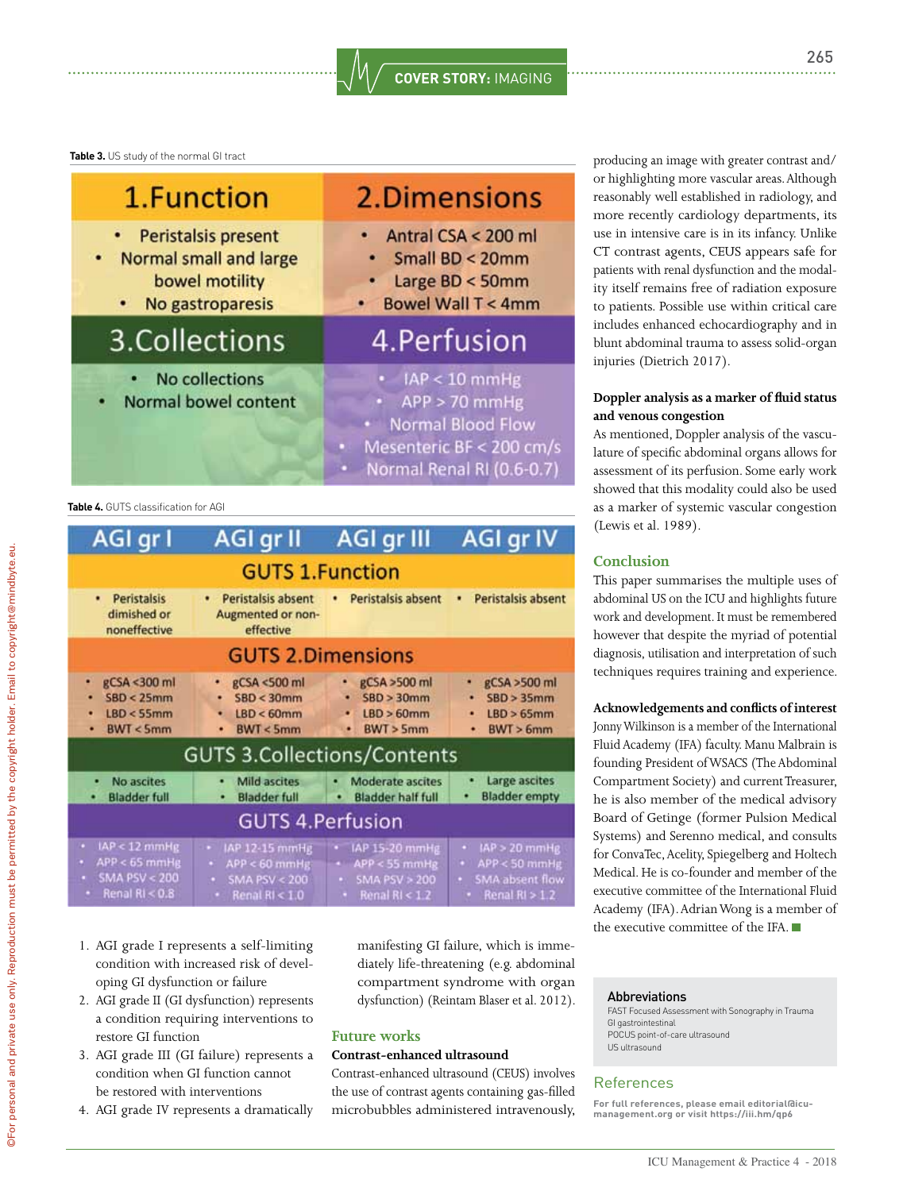**Table 3.** US study of the normal GI tract

| 1.Function | 2.Dimensions |
|---|---|
| • Peristalsis present<br>• Normal small and large bowel motility<br>• No gastroparesis | • Antral CSA < 200 ml<br>• Small BD < 20mm<br>• Large BD < 50mm<br>• Bowel Wall T < 4mm |
| **3.Collections** | **4.Perfusion** |
| • No collections<br>• Normal bowel content | • IAP < 10 mmHg<br>• APP > 70 mmHg<br>• Normal Blood Flow<br>• Mesenteric BF < 200 cm/s<br>• Normal Renal RI (0.6-0.7) |

**Table 4.** GUTS classification for AGI

| AGI gr I | AGI gr II | AGI gr III | AGI gr IV |
|---|---|---|---|
| **GUTS 1.Function** | | | |
| • Peristalsis dimished or noneffective | • Peristalsis absent Augmented or non-effective | • Peristalsis absent | • Peristalsis absent |
| **GUTS 2.Dimensions** | | | |
| • gCSA <300 ml<br>• SBD < 25mm<br>• LBD < 55mm<br>• BWT < 5mm | • gCSA <500 ml<br>• SBD < 30mm<br>• LBD < 60mm<br>• BWT < 5mm | • gCSA >500 ml<br>• SBD > 30mm<br>• LBD > 60mm<br>• BWT > 5mm | • gCSA >500 ml<br>• SBD > 35mm<br>• LBD > 65mm<br>• BWT > 6mm |
| **GUTS 3.Collections/Contents** | | | |
| • No ascites<br>• Bladder full | • Mild ascites<br>• Bladder full | • Moderate ascites<br>• Bladder half full | • Large ascites<br>• Bladder empty |
| **GUTS 4.Perfusion** | | | |
| • IAP < 12 mmHg<br>• APP < 65 mmHg<br>• SMA PSV < 200<br>• Renal RI < 0.8 | • IAP 12-15 mmHg<br>• APP < 60 mmHg<br>• SMA PSV < 200<br>• Renal RI < 1.0 | • IAP 15-20 mmHg<br>• APP < 55 mmHg<br>• SMA PSV > 200<br>• Renal RI < 1.2 | • IAP > 20 mmHg<br>• APP < 50 mmHg<br>• SMA absent flow<br>• Renal RI > 1.2 |

1. AGI grade I represents a self-limiting condition with increased risk of developing GI dysfunction or failure
2. AGI grade II (GI dysfunction) represents a condition requiring interventions to restore GI function
3. AGI grade III (GI failure) represents a condition when GI function cannot be restored with interventions
4. AGI grade IV represents a dramatically manifesting GI failure, which is immediately life-threatening (e.g. abdominal compartment syndrome with organ dysfunction) (Reintam Blaser et al. 2012).

## Future works

### Contrast-enhanced ultrasound

Contrast-enhanced ultrasound (CEUS) involves the use of contrast agents containing gas-filled microbubbles administered intravenously, producing an image with greater contrast and/or highlighting more vascular areas. Although reasonably well established in radiology, and more recently cardiology departments, its use in intensive care is in its infancy. Unlike CT contrast agents, CEUS appears safe for patients with renal dysfunction and the modality itself remains free of radiation exposure to patients. Possible use within critical care includes enhanced echocardiography and in blunt abdominal trauma to assess solid-organ injuries (Dietrich 2017).

### Doppler analysis as a marker of fluid status and venous congestion

As mentioned, Doppler analysis of the vasculature of specific abdominal organs allows for assessment of its perfusion. Some early work showed that this modality could also be used as a marker of systemic vascular congestion (Lewis et al. 1989).

## Conclusion

This paper summarises the multiple uses of abdominal US on the ICU and highlights future work and development. It must be remembered however that despite the myriad of potential diagnosis, utilisation and interpretation of such techniques requires training and experience.

### Acknowledgements and conflicts of interest

Jonny Wilkinson is a member of the International Fluid Academy (IFA) faculty. Manu Malbrain is founding President of WSACS (The Abdominal Compartment Society) and current Treasurer, he is also member of the medical advisory Board of Getinge (former Pulsion Medical Systems) and Serenno medical, and consults for ConvaTec, Acelity, Spiegelberg and Holtech Medical. He is co-founder and member of the executive committee of the International Fluid Academy (IFA). Adrian Wong is a member of the executive committee of the IFA.

### Abbreviations

FAST Focused Assessment with Sonography in Trauma
GI gastrointestinal
POCUS point-of-care ultrasound
US ultrasound

## References

For full references, please email editorial@icu-management.org or visit https://iii.hm/qp6